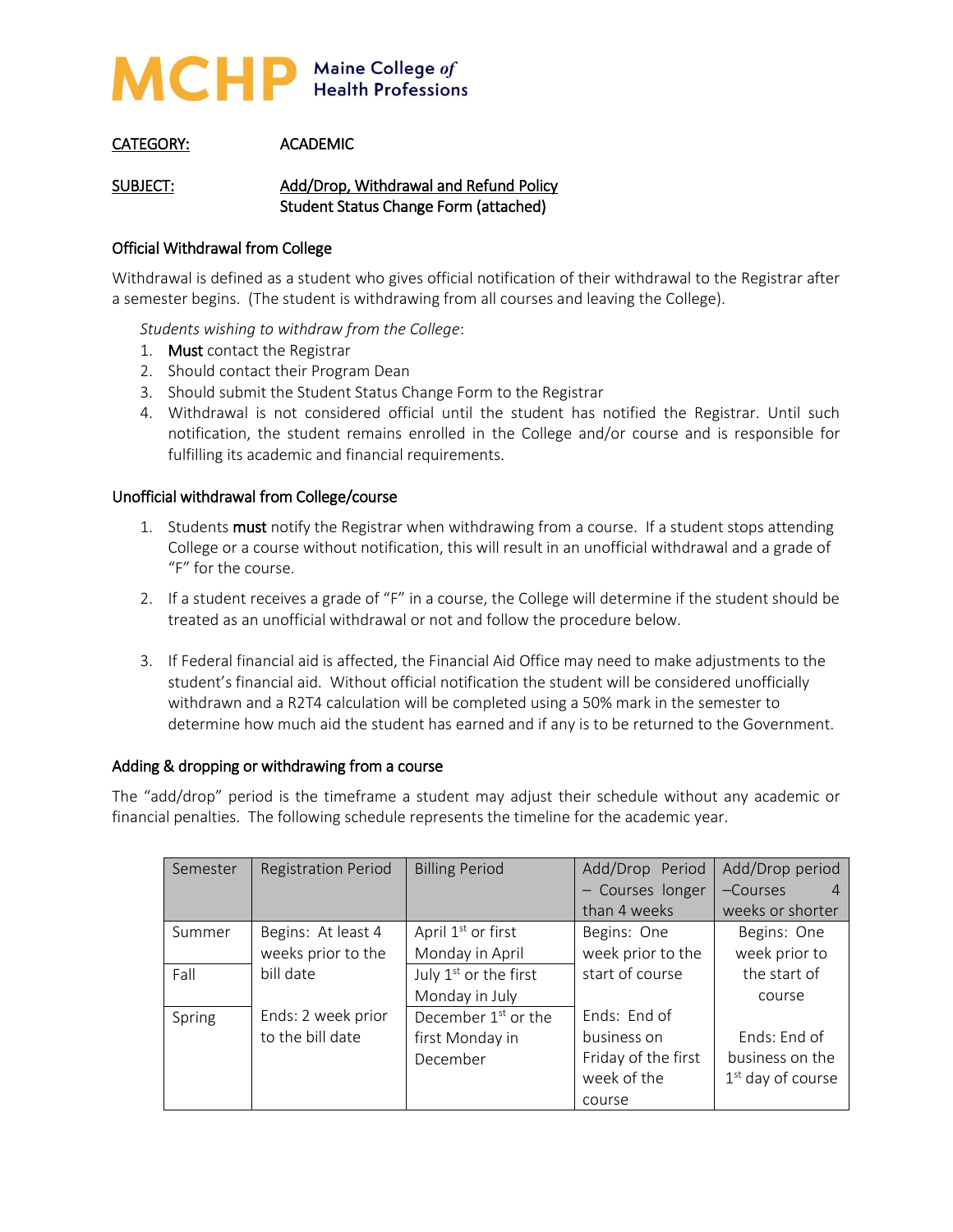**MCHP** Maine College *of* Health Professions

CATEGORY: ACADEMIC

SUBJECT: Add/Drop, Withdrawal and Refund Policy
Student Status Change Form (attached)

### Official Withdrawal from College

Withdrawal is defined as a student who gives official notification of their withdrawal to the Registrar after a semester begins. (The student is withdrawing from all courses and leaving the College).

*Students wishing to withdraw from the College*:

1. **Must** contact the Registrar
2. Should contact their Program Dean
3. Should submit the Student Status Change Form to the Registrar
4. Withdrawal is not considered official until the student has notified the Registrar. Until such notification, the student remains enrolled in the College and/or course and is responsible for fulfilling its academic and financial requirements.

### Unofficial withdrawal from College/course

1. Students **must** notify the Registrar when withdrawing from a course. If a student stops attending College or a course without notification, this will result in an unofficial withdrawal and a grade of "F" for the course.

2. If a student receives a grade of "F" in a course, the College will determine if the student should be treated as an unofficial withdrawal or not and follow the procedure below.

3. If Federal financial aid is affected, the Financial Aid Office may need to make adjustments to the student's financial aid. Without official notification the student will be considered unofficially withdrawn and a R2T4 calculation will be completed using a 50% mark in the semester to determine how much aid the student has earned and if any is to be returned to the Government.

### Adding & dropping or withdrawing from a course

The "add/drop" period is the timeframe a student may adjust their schedule without any academic or financial penalties. The following schedule represents the timeline for the academic year.

| Semester | Registration Period | Billing Period | Add/Drop Period – Courses longer than 4 weeks | Add/Drop period –Courses 4 weeks or shorter |
|---|---|---|---|---|
| Summer | Begins: At least 4 weeks prior to the bill date | April 1st or first Monday in April | Begins: One week prior to the start of course | Begins: One week prior to the start of course |
| Fall | | July 1st or the first Monday in July | | |
| Spring | Ends: 2 week prior to the bill date | December 1st or the first Monday in December | Ends: End of business on Friday of the first week of the course | Ends: End of business on the 1st day of course |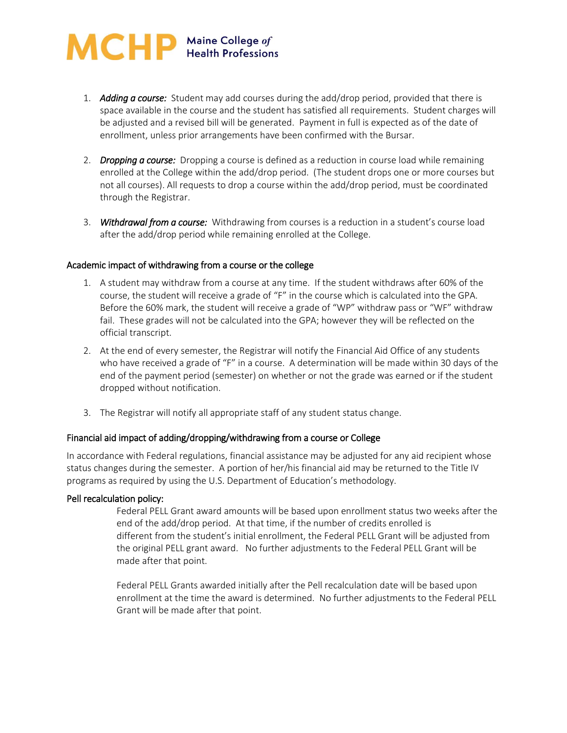1. ***Adding a course:*** Student may add courses during the add/drop period, provided that there is space available in the course and the student has satisfied all requirements. Student charges will be adjusted and a revised bill will be generated. Payment in full is expected as of the date of enrollment, unless prior arrangements have been confirmed with the Bursar.

2. ***Dropping a course:*** Dropping a course is defined as a reduction in course load while remaining enrolled at the College within the add/drop period. (The student drops one or more courses but not all courses). All requests to drop a course within the add/drop period, must be coordinated through the Registrar.

3. ***Withdrawal from a course:*** Withdrawing from courses is a reduction in a student's course load after the add/drop period while remaining enrolled at the College.

## Academic impact of withdrawing from a course or the college

1. A student may withdraw from a course at any time. If the student withdraws after 60% of the course, the student will receive a grade of "F" in the course which is calculated into the GPA. Before the 60% mark, the student will receive a grade of "WP" withdraw pass or "WF" withdraw fail. These grades will not be calculated into the GPA; however they will be reflected on the official transcript.
2. At the end of every semester, the Registrar will notify the Financial Aid Office of any students who have received a grade of "F" in a course. A determination will be made within 30 days of the end of the payment period (semester) on whether or not the grade was earned or if the student dropped without notification.
3. The Registrar will notify all appropriate staff of any student status change.

## Financial aid impact of adding/dropping/withdrawing from a course or College

In accordance with Federal regulations, financial assistance may be adjusted for any aid recipient whose status changes during the semester. A portion of her/his financial aid may be returned to the Title IV programs as required by using the U.S. Department of Education's methodology.

### Pell recalculation policy:

Federal PELL Grant award amounts will be based upon enrollment status two weeks after the end of the add/drop period. At that time, if the number of credits enrolled is different from the student's initial enrollment, the Federal PELL Grant will be adjusted from the original PELL grant award. No further adjustments to the Federal PELL Grant will be made after that point.

Federal PELL Grants awarded initially after the Pell recalculation date will be based upon enrollment at the time the award is determined. No further adjustments to the Federal PELL Grant will be made after that point.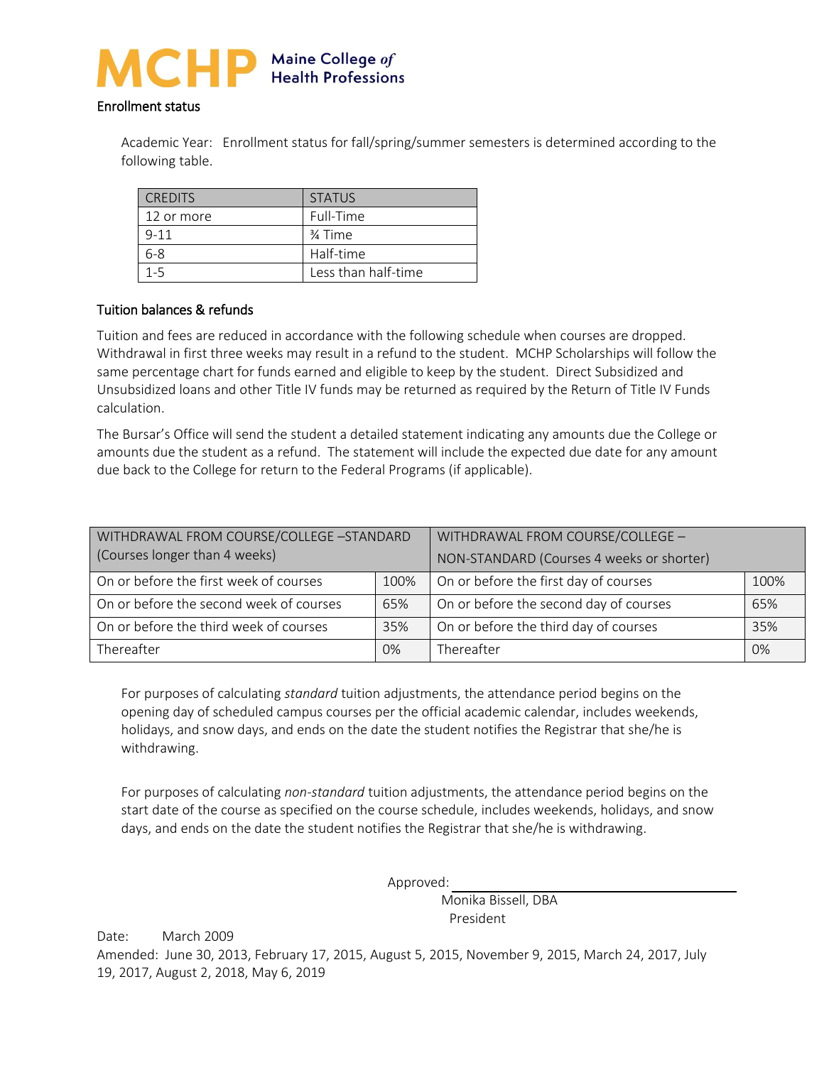## Enrollment status

Academic Year: Enrollment status for fall/spring/summer semesters is determined according to the following table.

| CREDITS | STATUS |
|---|---|
| 12 or more | Full-Time |
| 9-11 | ¾ Time |
| 6-8 | Half-time |
| 1-5 | Less than half-time |

## Tuition balances & refunds

Tuition and fees are reduced in accordance with the following schedule when courses are dropped. Withdrawal in first three weeks may result in a refund to the student. MCHP Scholarships will follow the same percentage chart for funds earned and eligible to keep by the student. Direct Subsidized and Unsubsidized loans and other Title IV funds may be returned as required by the Return of Title IV Funds calculation.

The Bursar's Office will send the student a detailed statement indicating any amounts due the College or amounts due the student as a refund. The statement will include the expected due date for any amount due back to the College for return to the Federal Programs (if applicable).

| WITHDRAWAL FROM COURSE/COLLEGE –STANDARD (Courses longer than 4 weeks) | | WITHDRAWAL FROM COURSE/COLLEGE – NON-STANDARD (Courses 4 weeks or shorter) | |
|---|---|---|---|
| On or before the first week of courses | 100% | On or before the first day of courses | 100% |
| On or before the second week of courses | 65% | On or before the second day of courses | 65% |
| On or before the third week of courses | 35% | On or before the third day of courses | 35% |
| Thereafter | 0% | Thereafter | 0% |

For purposes of calculating *standard* tuition adjustments, the attendance period begins on the opening day of scheduled campus courses per the official academic calendar, includes weekends, holidays, and snow days, and ends on the date the student notifies the Registrar that she/he is withdrawing.

For purposes of calculating *non-standard* tuition adjustments, the attendance period begins on the start date of the course as specified on the course schedule, includes weekends, holidays, and snow days, and ends on the date the student notifies the Registrar that she/he is withdrawing.

Approved: ________________________________

Monika Bissell, DBA
President

Date: March 2009

Amended: June 30, 2013, February 17, 2015, August 5, 2015, November 9, 2015, March 24, 2017, July 19, 2017, August 2, 2018, May 6, 2019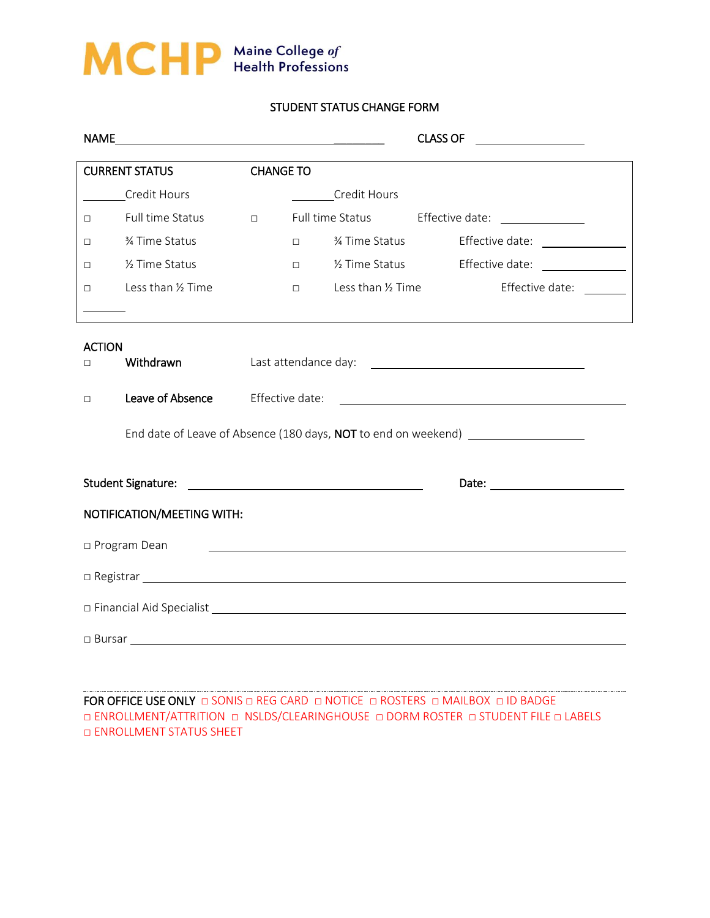MCHP Maine College of Health Professions

STUDENT STATUS CHANGE FORM

NAME________________________________________ CLASS OF ______________

| CURRENT STATUS | | CHANGE TO | | |
|---|---|---|---|---|
| ______Credit Hours | | ______Credit Hours | | |
| □ | Full time Status | □ | Full time Status | Effective date: ____________ |
| □ | ¾ Time Status | □ | ¾ Time Status | Effective date: ____________ |
| □ | ½ Time Status | □ | ½ Time Status | Effective date: ____________ |
| □ | Less than ½ Time | □ | Less than ½ Time | Effective date: ______ |
| ______ | | | | |

ACTION

□ **Withdrawn** Last attendance day: ______________________________

□ **Leave of Absence** Effective date: ______________________________

End date of Leave of Absence (180 days, **NOT** to end on weekend) ______________

**Student Signature:** ______________________________ **Date:** ______________

NOTIFICATION/MEETING WITH:

□ Program Dean ______________________________

□ Registrar ______________________________

□ Financial Aid Specialist ______________________________

□ Bursar ______________________________

FOR OFFICE USE ONLY □ SONIS □ REG CARD □ NOTICE □ ROSTERS □ MAILBOX □ ID BADGE □ ENROLLMENT/ATTRITION □ NSLDS/CLEARINGHOUSE □ DORM ROSTER □ STUDENT FILE □ LABELS □ ENROLLMENT STATUS SHEET